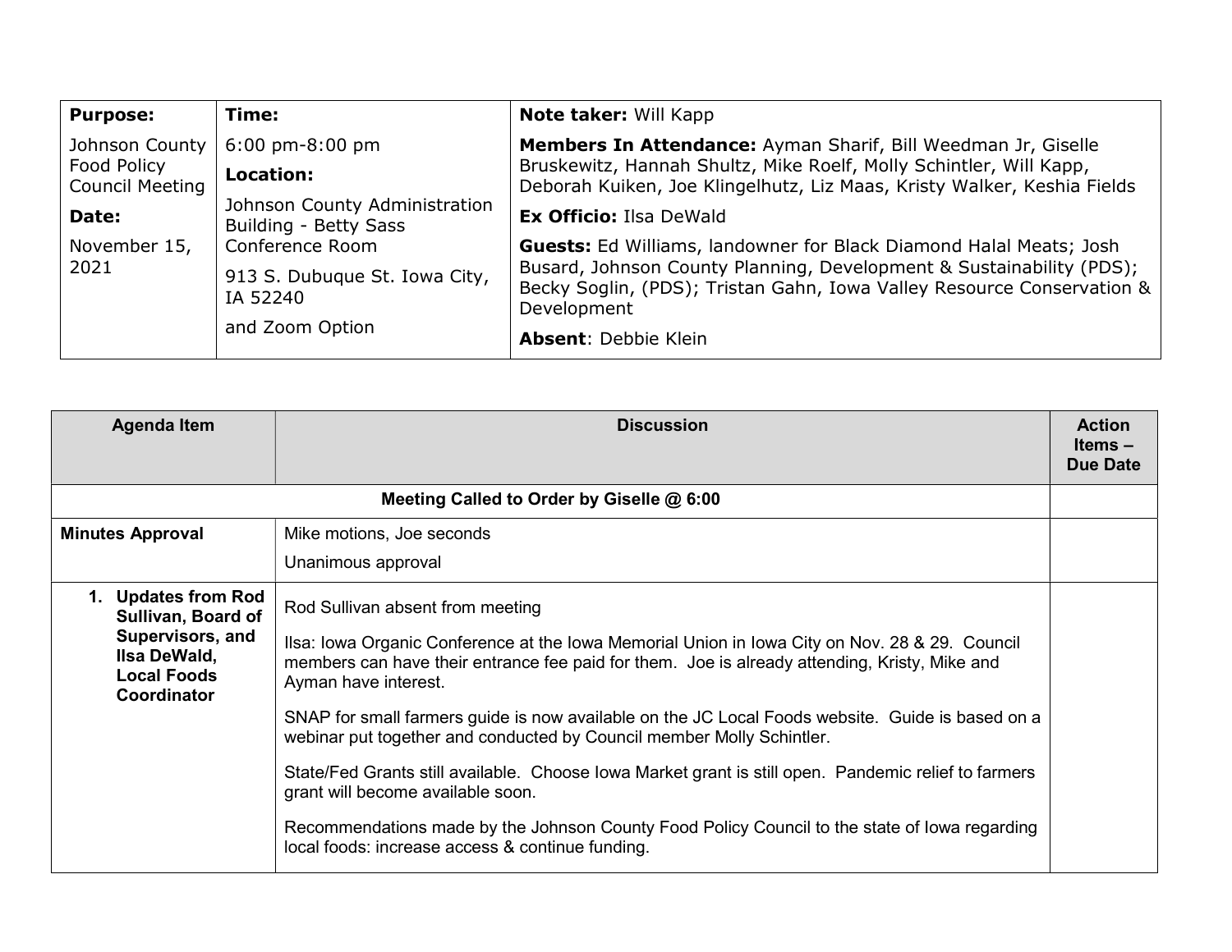| Purpose: | Time: | Note taker: Will Kapp |
|---|---|---|
| Johnson County Food Policy Council Meeting<br><br>**Date:**<br><br>November 15, 2021 | 6:00 pm-8:00 pm<br><br>**Location:**<br><br>Johnson County Administration Building - Betty Sass Conference Room<br><br>913 S. Dubuque St. Iowa City, IA 52240<br><br>and Zoom Option | **Members In Attendance:** Ayman Sharif, Bill Weedman Jr, Giselle Bruskewitz, Hannah Shultz, Mike Roelf, Molly Schintler, Will Kapp, Deborah Kuiken, Joe Klingelhutz, Liz Maas, Kristy Walker, Keshia Fields<br><br>**Ex Officio:** Ilsa DeWald<br><br>**Guests:** Ed Williams, landowner for Black Diamond Halal Meats; Josh Busard, Johnson County Planning, Development & Sustainability (PDS); Becky Soglin, (PDS); Tristan Gahn, Iowa Valley Resource Conservation & Development<br><br>**Absent**: Debbie Klein |

| Agenda Item | Discussion | Action Items – Due Date |
|---|---|---|
| | **Meeting Called to Order by Giselle @ 6:00** | |
| **Minutes Approval** | Mike motions, Joe seconds<br><br>Unanimous approval | |
| **1. Updates from Rod Sullivan, Board of Supervisors, and Ilsa DeWald, Local Foods Coordinator** | Rod Sullivan absent from meeting<br><br>Ilsa: Iowa Organic Conference at the Iowa Memorial Union in Iowa City on Nov. 28 & 29. Council members can have their entrance fee paid for them. Joe is already attending, Kristy, Mike and Ayman have interest.<br><br>SNAP for small farmers guide is now available on the JC Local Foods website. Guide is based on a webinar put together and conducted by Council member Molly Schintler.<br><br>State/Fed Grants still available. Choose Iowa Market grant is still open. Pandemic relief to farmers grant will become available soon.<br><br>Recommendations made by the Johnson County Food Policy Council to the state of Iowa regarding local foods: increase access & continue funding. | |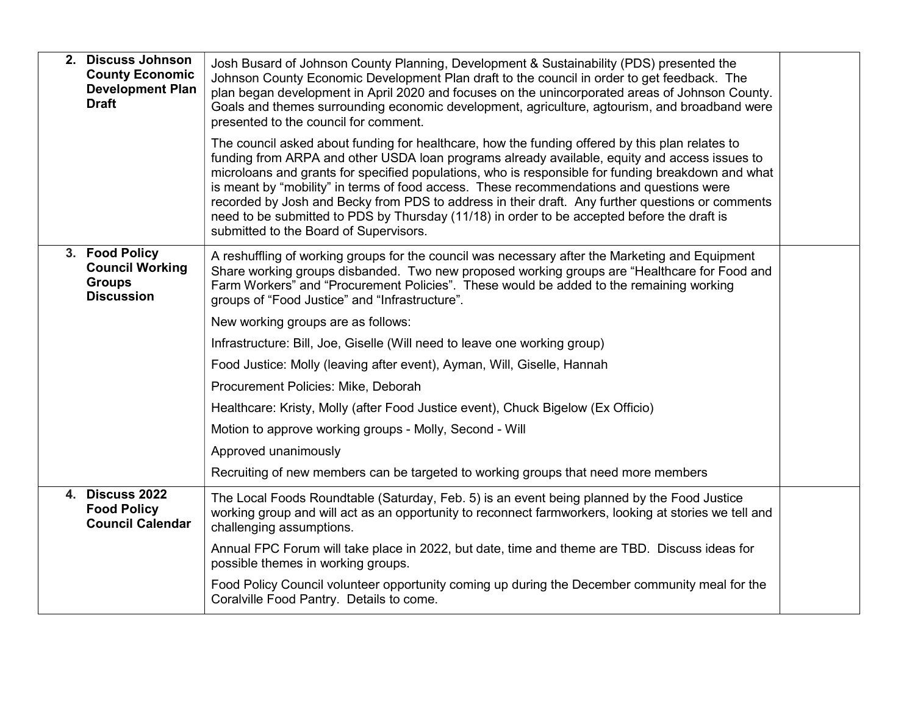| | | |
|---|---|---|
| **2. Discuss Johnson County Economic Development Plan Draft** | Josh Busard of Johnson County Planning, Development & Sustainability (PDS) presented the Johnson County Economic Development Plan draft to the council in order to get feedback. The plan began development in April 2020 and focuses on the unincorporated areas of Johnson County. Goals and themes surrounding economic development, agriculture, agtourism, and broadband were presented to the council for comment.<br><br>The council asked about funding for healthcare, how the funding offered by this plan relates to funding from ARPA and other USDA loan programs already available, equity and access issues to microloans and grants for specified populations, who is responsible for funding breakdown and what is meant by "mobility" in terms of food access. These recommendations and questions were recorded by Josh and Becky from PDS to address in their draft. Any further questions or comments need to be submitted to PDS by Thursday (11/18) in order to be accepted before the draft is submitted to the Board of Supervisors. | |
| **3. Food Policy Council Working Groups Discussion** | A reshuffling of working groups for the council was necessary after the Marketing and Equipment Share working groups disbanded. Two new proposed working groups are "Healthcare for Food and Farm Workers" and "Procurement Policies". These would be added to the remaining working groups of "Food Justice" and "Infrastructure".<br><br>New working groups are as follows:<br><br>Infrastructure: Bill, Joe, Giselle (Will need to leave one working group)<br><br>Food Justice: Molly (leaving after event), Ayman, Will, Giselle, Hannah<br><br>Procurement Policies: Mike, Deborah<br><br>Healthcare: Kristy, Molly (after Food Justice event), Chuck Bigelow (Ex Officio)<br><br>Motion to approve working groups - Molly, Second - Will<br><br>Approved unanimously<br><br>Recruiting of new members can be targeted to working groups that need more members | |
| **4. Discuss 2022 Food Policy Council Calendar** | The Local Foods Roundtable (Saturday, Feb. 5) is an event being planned by the Food Justice working group and will act as an opportunity to reconnect farmworkers, looking at stories we tell and challenging assumptions.<br><br>Annual FPC Forum will take place in 2022, but date, time and theme are TBD. Discuss ideas for possible themes in working groups.<br><br>Food Policy Council volunteer opportunity coming up during the December community meal for the Coralville Food Pantry. Details to come. | |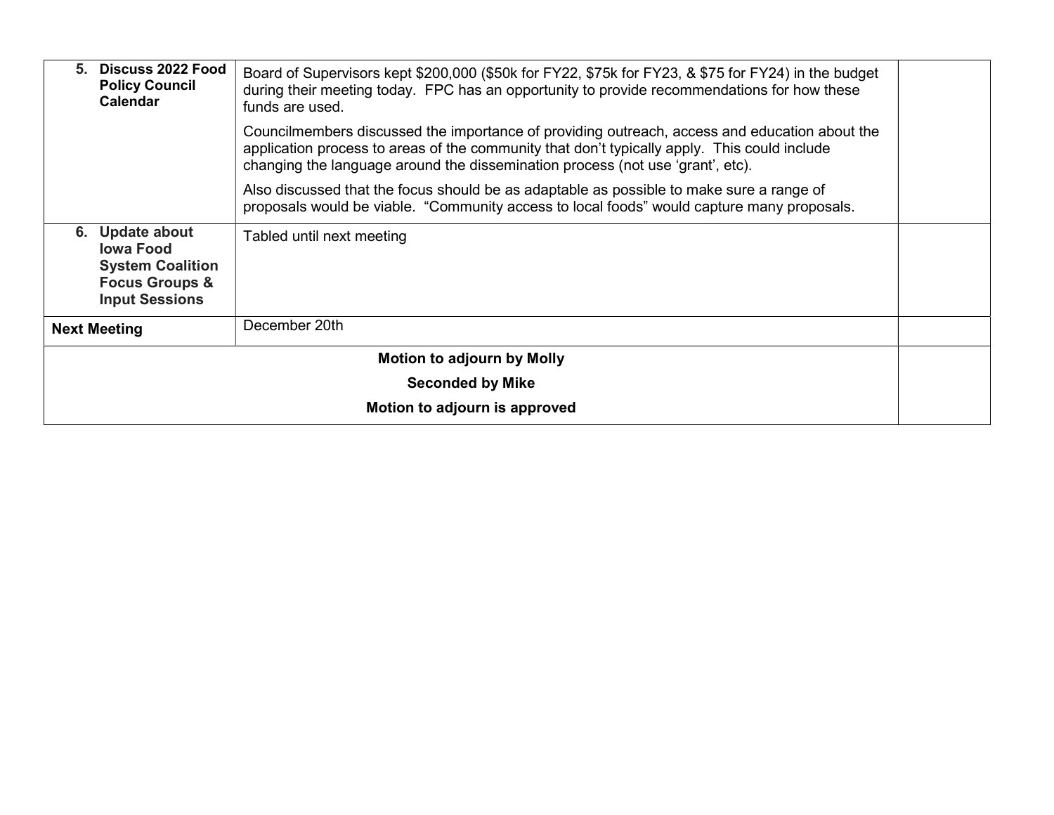| | | |
|---|---|---|
| **5. Discuss 2022 Food Policy Council Calendar** | Board of Supervisors kept $200,000 ($50k for FY22, $75k for FY23, & $75 for FY24) in the budget during their meeting today. FPC has an opportunity to provide recommendations for how these funds are used.<br><br>Councilmembers discussed the importance of providing outreach, access and education about the application process to areas of the community that don't typically apply. This could include changing the language around the dissemination process (not use 'grant', etc).<br><br>Also discussed that the focus should be as adaptable as possible to make sure a range of proposals would be viable. "Community access to local foods" would capture many proposals. | |
| **6. Update about Iowa Food System Coalition Focus Groups & Input Sessions** | Tabled until next meeting | |
| **Next Meeting** | December 20th | |
| **Motion to adjourn by Molly**<br>**Seconded by Mike**<br>**Motion to adjourn is approved** | | |